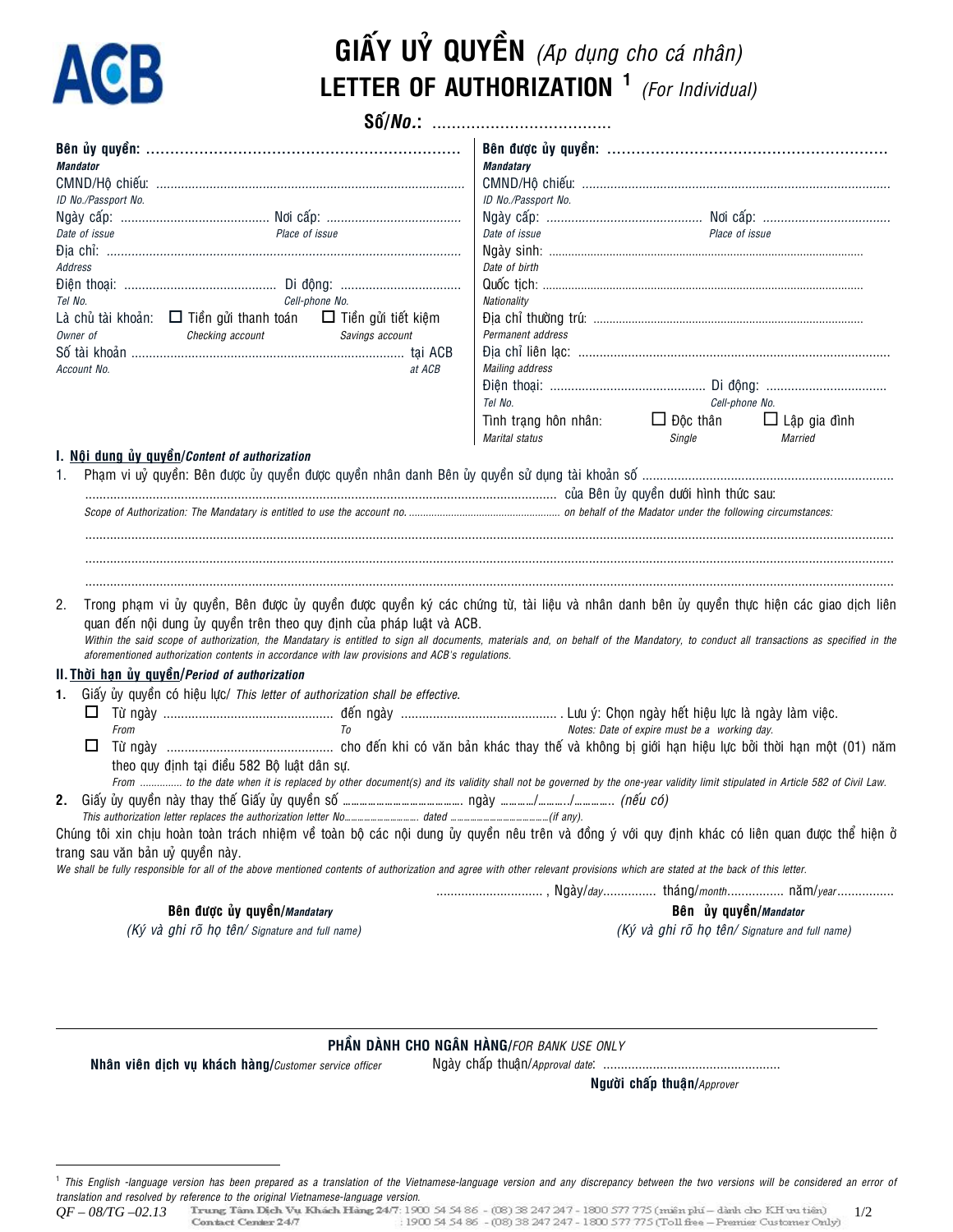# GIẤY UỶ QUYỀN *(Áp dụng cho cá nhân)*
## LETTER OF AUTHORIZATION [1] *(For Individual)*

**Số/*No.*:** .....................................

**Bên ủy quyền:** ...............................................................
***Mandator***
CMND/Hộ chiếu: .....................................................................................
*ID No./Passport No.*
Ngày cấp: ......................................... Nơi cấp: .....................................
*Date of issue* *Place of issue*
Địa chỉ: ..................................................................................................
*Address*
Điện thoại: .......................................... Di động: .................................
*Tel No.* *Cell-phone No.*
Là chủ tài khoản: ☐ Tiền gửi thanh toán ☐ Tiền gửi tiết kiệm
*Owner of* *Checking account* *Savings account*
Số tài khoản ............................................................................ tại ACB
*Account No.* *at ACB*

**Bên được ủy quyền:** .........................................................
***Mandatary***
CMND/Hộ chiếu: .....................................................................................
*ID No./Passport No.*
Ngày cấp: ........................................... Nơi cấp: ...................................
*Date of issue* *Place of issue*
Ngày sinh: ...........................................................................................
*Date of birth*
Quốc tịch: ...........................................................................................
*Nationality*
Địa chỉ thường trú: ...............................................................................
*Permanent address*
Địa chỉ liên lạc: .....................................................................................
*Mailing address*
Điện thoại: ............................................ Di động: .................................
*Tel No.* *Cell-phone No.*
Tình trạng hôn nhân: ☐ Độc thân ☐ Lập gia đình
*Marital status* *Single* *Married*

### I. Nội dung ủy quyền/*Content of authorization*

1. Phạm vi uỷ quyền: Bên được ủy quyền được quyền nhân danh Bên ủy quyền sử dụng tài khoản số ...................................................................... ................................................................................................................... của Bên ủy quyền dưới hình thức sau:
*Scope of Authorization: The Mandatary is entitled to use the account no. ................................................... on behalf of the Madator under the following circumstances:*
.......................................................................................................................................................................
.......................................................................................................................................................................
.......................................................................................................................................................................

2. Trong phạm vi ủy quyền, Bên được ủy quyền được quyền ký các chứng từ, tài liệu và nhân danh bên ủy quyền thực hiện các giao dịch liên quan đến nội dung ủy quyền trên theo quy định của pháp luật và ACB.
*Within the said scope of authorization, the Mandatary is entitled to sign all documents, materials and, on behalf of the Mandatory, to conduct all transactions as specified in the aforementioned authorization contents in accordance with law provisions and ACB's regulations.*

### II. Thời hạn ủy quyền/*Period of authorization*

1. Giấy ủy quyền có hiệu lực/ *This letter of authorization shall be effective.*
   - ☐ Từ ngày ............................................. đến ngày ............................................ . Lưu ý: Chọn ngày hết hiệu lực là ngày làm việc.
     *From* *To* *Notes: Date of expire must be a working day.*
   - ☐ Từ ngày ............................................... cho đến khi có văn bản khác thay thế và không bị giới hạn hiệu lực bởi thời hạn một (01) năm theo quy định tại điều 582 Bộ luật dân sự.
     *From .............. to the date when it is replaced by other document(s) and its validity shall not be governed by the one-year validity limit stipulated in Article 582 of Civil Law.*
2. Giấy ủy quyền này thay thế Giấy ủy quyền số ........................................ ngày ........../........../............ (nếu có)
*This authorization letter replaces the authorization letter No.............................. dated .......................................(if any).*

Chúng tôi xin chịu hoàn toàn trách nhiệm về toàn bộ các nội dung ủy quyền nêu trên và đồng ý với quy định khác có liên quan được thể hiện ở trang sau văn bản uỷ quyền này.
*We shall be fully responsible for all of the above mentioned contents of authorization and agree with other relevant provisions which are stated at the back of this letter.*

............................. , Ngày/*day*.............. tháng/*month*................ năm/*year*................

**Bên được ủy quyền/*Mandatary***
*(Ký và ghi rõ họ tên/ Signature and full name)*

**Bên ủy quyền/*Mandator***
*(Ký và ghi rõ họ tên/ Signature and full name)*

---

**PHẦN DÀNH CHO NGÂN HÀNG**/*FOR BANK USE ONLY*

**Nhân viên dịch vụ khách hàng**/*Customer service officer*

Ngày chấp thuận/*Approval date*: .................................................

**Người chấp thuận**/*Approver*

[1] *This English -language version has been prepared as a translation of the Vietnamese-language version and any discrepancy between the two versions will be considered an error of translation and resolved by reference to the original Vietnamese-language version.*

QF – 08/TG –02.13 Trung Tâm Dịch Vụ Khách Hàng 24/7: 1900 54 54 86 - (08) 38 247 247 - 1800 577 775 (miễn phí – dành cho KH ưu tiên)
Contact Center 24/7: 1900 54 54 86 - (08) 38 247 247 - 1800 577 775 (Toll free – Premier Customer Only)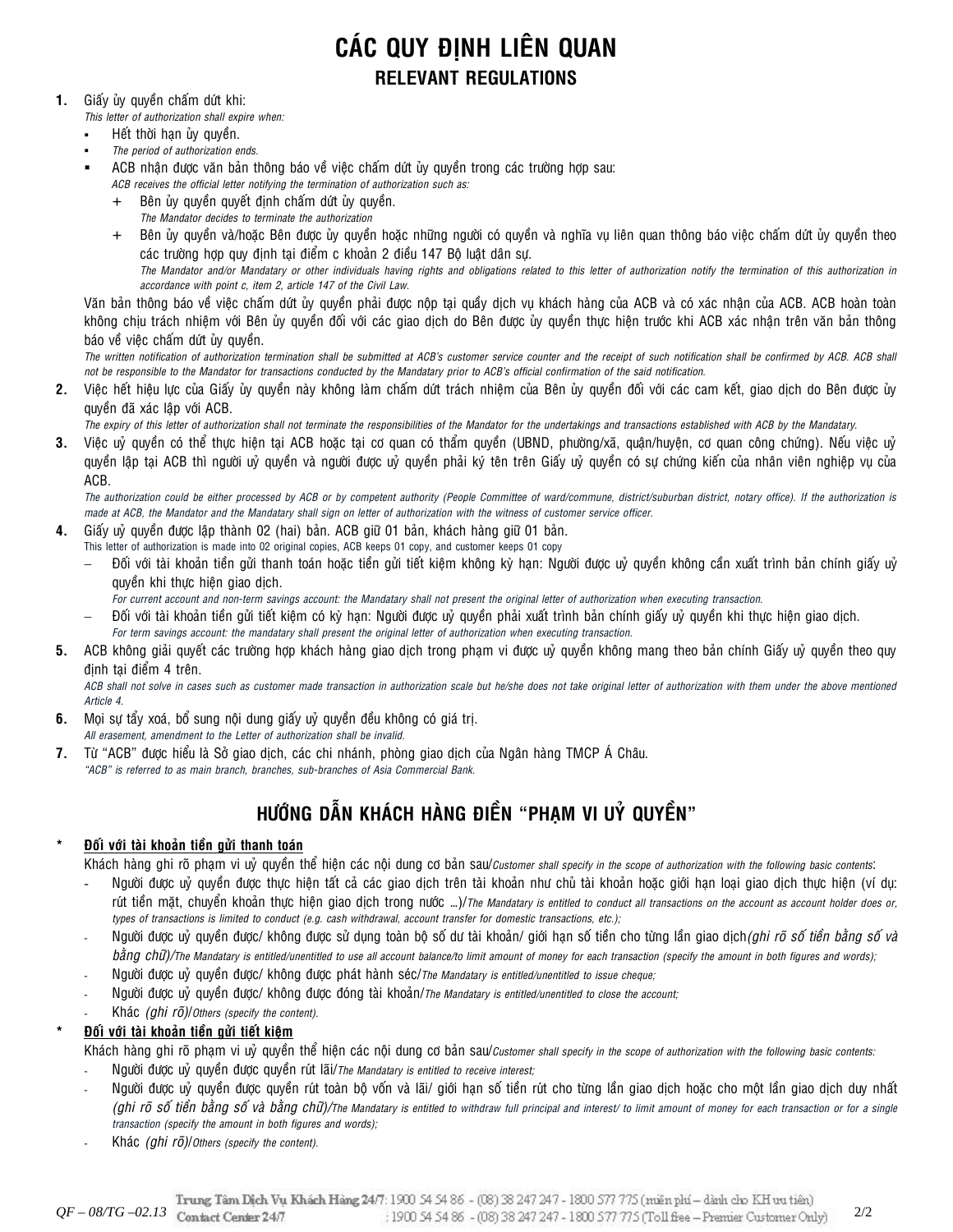# CÁC QUY ĐỊNH LIÊN QUAN

## RELEVANT REGULATIONS

**1.** Giấy ủy quyền chấm dứt khi:
*This letter of authorization shall expire when:*

- Hết thời hạn ủy quyền.
- *The period of authorization ends.*
- ACB nhận được văn bản thông báo về việc chấm dứt ủy quyền trong các trường hợp sau:
  *ACB receives the official letter notifying the termination of authorization such as:*
  + Bên ủy quyền quyết định chấm dứt ủy quyền.
    *The Mandator decides to terminate the authorization*
  + Bên ủy quyền và/hoặc Bên được ủy quyền hoặc những người có quyền và nghĩa vụ liên quan thông báo việc chấm dứt ủy quyền theo các trường hợp quy định tại điểm c khoản 2 điều 147 Bộ luật dân sự.
    *The Mandator and/or Mandatary or other individuals having rights and obligations related to this letter of authorization notify the termination of this authorization in accordance with point c, item 2, article 147 of the Civil Law.*

Văn bản thông báo về việc chấm dứt ủy quyền phải được nộp tại quầy dịch vụ khách hàng của ACB và có xác nhận của ACB. ACB hoàn toàn không chịu trách nhiệm với Bên ủy quyền đối với các giao dịch do Bên được ủy quyền thực hiện trước khi ACB xác nhận trên văn bản thông báo về việc chấm dứt ủy quyền.
*The written notification of authorization termination shall be submitted at ACB's customer service counter and the receipt of such notification shall be confirmed by ACB. ACB shall not be responsible to the Mandator for transactions conducted by the Mandatary prior to ACB's official confirmation of the said notification.*

**2.** Việc hết hiệu lực của Giấy ủy quyền này không làm chấm dứt trách nhiệm của Bên ủy quyền đối với các cam kết, giao dịch do Bên được ủy quyền đã xác lập với ACB.
*The expiry of this letter of authorization shall not terminate the responsibilities of the Mandator for the undertakings and transactions established with ACB by the Mandatary.*

**3.** Việc uỷ quyền có thể thực hiện tại ACB hoặc tại cơ quan có thẩm quyền (UBND, phường/xã, quận/huyện, cơ quan công chứng). Nếu việc uỷ quyền lập tại ACB thì người uỷ quyền và người được uỷ quyền phải ký tên trên Giấy uỷ quyền có sự chứng kiến của nhân viên nghiệp vụ của ACB.
*The authorization could be either processed by ACB or by competent authority (People Committee of ward/commune, district/suburban district, notary office). If the authorization is made at ACB, the Mandator and the Mandatary shall sign on letter of authorization with the witness of customer service officer.*

**4.** Giấy uỷ quyền được lập thành 02 (hai) bản. ACB giữ 01 bản, khách hàng giữ 01 bản.
This letter of authorization is made into 02 original copies, ACB keeps 01 copy, and customer keeps 01 copy

- Đối với tài khoản tiền gửi thanh toán hoặc tiền gửi tiết kiệm không kỳ hạn: Người được uỷ quyền không cần xuất trình bản chính giấy uỷ quyền khi thực hiện giao dịch.
  *For current account and non-term savings account: the Mandatary shall not present the original letter of authorization when executing transaction.*
- Đối với tài khoản tiền gửi tiết kiệm có kỳ hạn: Người được uỷ quyền phải xuất trình bản chính giấy uỷ quyền khi thực hiện giao dịch.
  *For term savings account: the mandatary shall present the original letter of authorization when executing transaction.*

**5.** ACB không giải quyết các trường hợp khách hàng giao dịch trong phạm vi được uỷ quyền không mang theo bản chính Giấy uỷ quyền theo quy định tại điểm 4 trên.
*ACB shall not solve in cases such as customer made transaction in authorization scale but he/she does not take original letter of authorization with them under the above mentioned Article 4.*

**6.** Mọi sự tẩy xoá, bổ sung nội dung giấy uỷ quyền đều không có giá trị.
*All erasement, amendment to the Letter of authorization shall be invalid.*

**7.** Từ "ACB" được hiểu là Sở giao dịch, các chi nhánh, phòng giao dịch của Ngân hàng TMCP Á Châu.
*"ACB" is referred to as main branch, branches, sub-branches of Asia Commercial Bank.*

## HƯỚNG DẪN KHÁCH HÀNG ĐIỀN "PHẠM VI UỶ QUYỀN"

\* **Đối với tài khoản tiền gửi thanh toán**

Khách hàng ghi rõ phạm vi uỷ quyền thể hiện các nội dung cơ bản sau/*Customer shall specify in the scope of authorization with the following basic contents*:

- Người được uỷ quyền được thực hiện tất cả các giao dịch trên tài khoản như chủ tài khoản hoặc giới hạn loại giao dịch thực hiện (ví dụ: rút tiền mặt, chuyển khoản thực hiện giao dịch trong nước ...)/*The Mandatary is entitled to conduct all transactions on the account as account holder does or, types of transactions is limited to conduct (e.g. cash withdrawal, account transfer for domestic transactions, etc.);*
- Người được uỷ quyền được/ không được sử dụng toàn bộ số dư tài khoản/ giới hạn số tiền cho từng lần giao dịch*(ghi rõ số tiền bằng số và bằng chữ)/The Mandatary is entitled/unentitled to use all account balance/to limit amount of money for each transaction (specify the amount in both figures and words);*
- Người được uỷ quyền được/ không được phát hành séc/*The Mandatary is entitled/unentitled to issue cheque;*
- Người được uỷ quyền được/ không được đóng tài khoản/*The Mandatary is entitled/unentitled to close the account;*
- Khác *(ghi rõ)/Others (specify the content).*

\* **Đối với tài khoản tiền gửi tiết kiệm**

Khách hàng ghi rõ phạm vi uỷ quyền thể hiện các nội dung cơ bản sau/*Customer shall specify in the scope of authorization with the following basic contents:*

- Người được uỷ quyền được quyền rút lãi/*The Mandatary is entitled to receive interest;*
- Người được uỷ quyền được quyền rút toàn bộ vốn và lãi/ giới hạn số tiền rút cho từng lần giao dịch hoặc cho một lần giao dịch duy nhất *(ghi rõ số tiền bằng số và bằng chữ)/The Mandatary is entitled to withdraw full principal and interest/ to limit amount of money for each transaction or for a single transaction (specify the amount in both figures and words);*
- Khác *(ghi rõ)/Others (specify the content).*

QF – 08/TG –02.13

Trung Tâm Dịch Vụ Khách Hàng 24/7: 1900 54 54 86 - (08) 38 247 247 - 1800 577 775 (miễn phí – dành cho KH ưu tiên)
Contact Center 24/7 : 1900 54 54 86 - (08) 38 247 247 - 1800 577 775 (Toll free – Premier Customer Only)